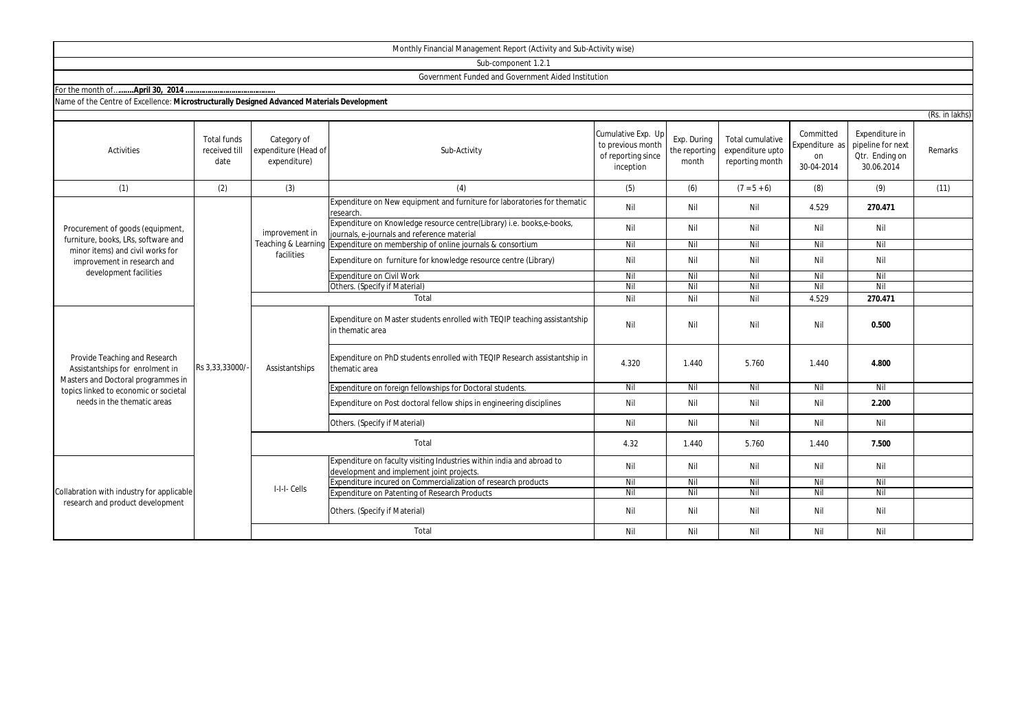Monthly Financial Management Report (Activity and Sub-Activity wise)

Sub-component 1.2.1

Government Funded and Government Aided Institution

For the month of.. **......April 30, 2014 ..........................................**

Name of the Centre of Excellence: **Microstructurally Designed Advanced Materials Development**

(Rs. in lakhs)

| Activities | Total funds received till date | Category of expenditure (Head of expenditure) | Sub-Activity | Cumulative Exp. Up to previous month of reporting since inception | Exp. During the reporting month | Total cumulative expenditure upto reporting month | Committed Expenditure as on 30-04-2014 | Expenditure in pipeline for next Qtr. Ending on 30.06.2014 | Remarks |
|---|---|---|---|---|---|---|---|---|---|
| (1) | (2) | (3) | (4) | (5) | (6) | (7 = 5 + 6) | (8) | (9) | (11) |
| Procurement of goods (equipment, furniture, books, LRs, software and minor items) and civil works for improvement in research and development facilities | Rs 3,33,33000/- | improvement in Teaching & Learning facilities | Expenditure on New equipment and furniture for laboratories for thematic research. | Nil | Nil | Nil | 4.529 | **270.471** | |
| | | | Expenditure on Knowledge resource centre(Library) i.e. books,e-books, journals, e-journals and reference material | Nil | Nil | Nil | Nil | Nil | |
| | | | Expenditure on membership of online journals & consortium | Nil | Nil | Nil | Nil | Nil | |
| | | | Expenditure on furniture for knowledge resource centre (Library) | Nil | Nil | Nil | Nil | Nil | |
| | | | Expenditure on Civil Work | Nil | Nil | Nil | Nil | Nil | |
| | | | Others. (Specify if Material) | Nil | Nil | Nil | Nil | Nil | |
| | | Total | | Nil | Nil | Nil | 4.529 | **270.471** | |
| Provide Teaching and Research Assistantships for enrolment in Masters and Doctoral programmes in topics linked to economic or societal needs in the thematic areas | | Assistantships | Expenditure on Master students enrolled with TEQIP teaching assistantship in thematic area | Nil | Nil | Nil | Nil | **0.500** | |
| | | | Expenditure on PhD students enrolled with TEQIP Research assistantship in thematic area | 4.320 | 1.440 | 5.760 | 1.440 | **4.800** | |
| | | | Expenditure on foreign fellowships for Doctoral students. | Nil | Nil | Nil | Nil | Nil | |
| | | | Expenditure on Post doctoral fellow ships in engineering disciplines | Nil | Nil | Nil | Nil | **2.200** | |
| | | | Others. (Specify if Material) | Nil | Nil | Nil | Nil | Nil | |
| | | Total | | 4.32 | 1.440 | 5.760 | 1.440 | **7.500** | |
| Collabration with industry for applicable research and product development | | I-I-I- Cells | Expenditure on faculty visiting Industries within india and abroad to development and implement joint projects. | Nil | Nil | Nil | Nil | Nil | |
| | | | Expenditure incured on Commercialization of research products | Nil | Nil | Nil | Nil | Nil | |
| | | | Expenditure on Patenting of Research Products | Nil | Nil | Nil | Nil | Nil | |
| | | | Others. (Specify if Material) | Nil | Nil | Nil | Nil | Nil | |
| | | Total | | Nil | Nil | Nil | Nil | Nil | |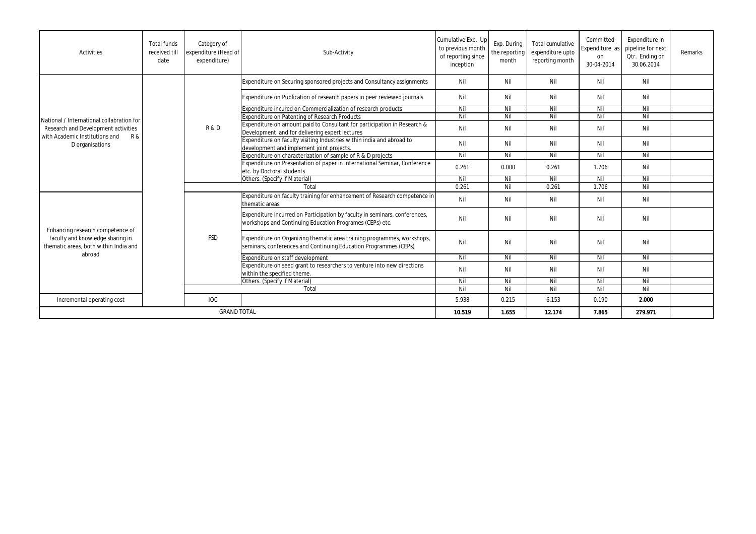| Activities | Total funds received till date | Category of expenditure (Head of expenditure) | Sub-Activity | Cumulative Exp. Up to previous month of reporting since inception | Exp. During the reporting month | Total cumulative expenditure upto reporting month | Committed Expenditure as on 30-04-2014 | Expenditure in pipeline for next Qtr. Ending on 30.06.2014 | Remarks |
|---|---|---|---|---|---|---|---|---|---|
| National / International collabration for Research and Development activities with Academic Institutions and R & D organisations | | R & D | Expenditure on Securing sponsored projects and Consultancy assignments | Nil | Nil | Nil | Nil | Nil | |
| | | | Expenditure on Publication of research papers in peer reviewed journals | Nil | Nil | Nil | Nil | Nil | |
| | | | Expenditure incured on Commercialization of research products | Nil | Nil | Nil | Nil | Nil | |
| | | | Expenditure on Patenting of Research Products | Nil | Nil | Nil | Nil | Nil | |
| | | | Expenditure on amount paid to Consultant for participation in Research & Development and for delivering expert lectures | Nil | Nil | Nil | Nil | Nil | |
| | | | Expenditure on faculty visiting Industries within india and abroad to development and implement joint projects. | Nil | Nil | Nil | Nil | Nil | |
| | | | Expenditure on characterization of sample of R & D projects | Nil | Nil | Nil | Nil | Nil | |
| | | | Expenditure on Presentation of paper in International Seminar, Conference etc. by Doctoral students | 0.261 | 0.000 | 0.261 | 1.706 | Nil | |
| | | | Others. (Specify if Material) | Nil | Nil | Nil | Nil | Nil | |
| | | | Total | 0.261 | Nil | 0.261 | 1.706 | Nil | |
| Enhancing research competence of faculty and knowledge sharing in thematic areas, both within India and abroad | | FSD | Expenditure on faculty training for enhancement of Research competence in thematic areas | Nil | Nil | Nil | Nil | Nil | |
| | | | Expenditure incurred on Participation by faculty in seminars, conferences, workshops and Continuing Education Programes (CEPs) etc. | Nil | Nil | Nil | Nil | Nil | |
| | | | Expenditure on Organizing thematic area training programmes, workshops, seminars, conferences and Continuing Education Programmes (CEPs) | Nil | Nil | Nil | Nil | Nil | |
| | | | Expenditure on staff development | Nil | Nil | Nil | Nil | Nil | |
| | | | Expenditure on seed grant to researchers to venture into new directions within the specified theme. | Nil | Nil | Nil | Nil | Nil | |
| | | | Others. (Specify if Material) | Nil | Nil | Nil | Nil | Nil | |
| | | | Total | Nil | Nil | Nil | Nil | Nil | |
| Incremental operating cost | | IOC | | 5.938 | 0.215 | 6.153 | 0.190 | **2.000** | |
| **GRAND TOTAL** | | | | **10.519** | **1.655** | **12.174** | **7.865** | **279.971** | |